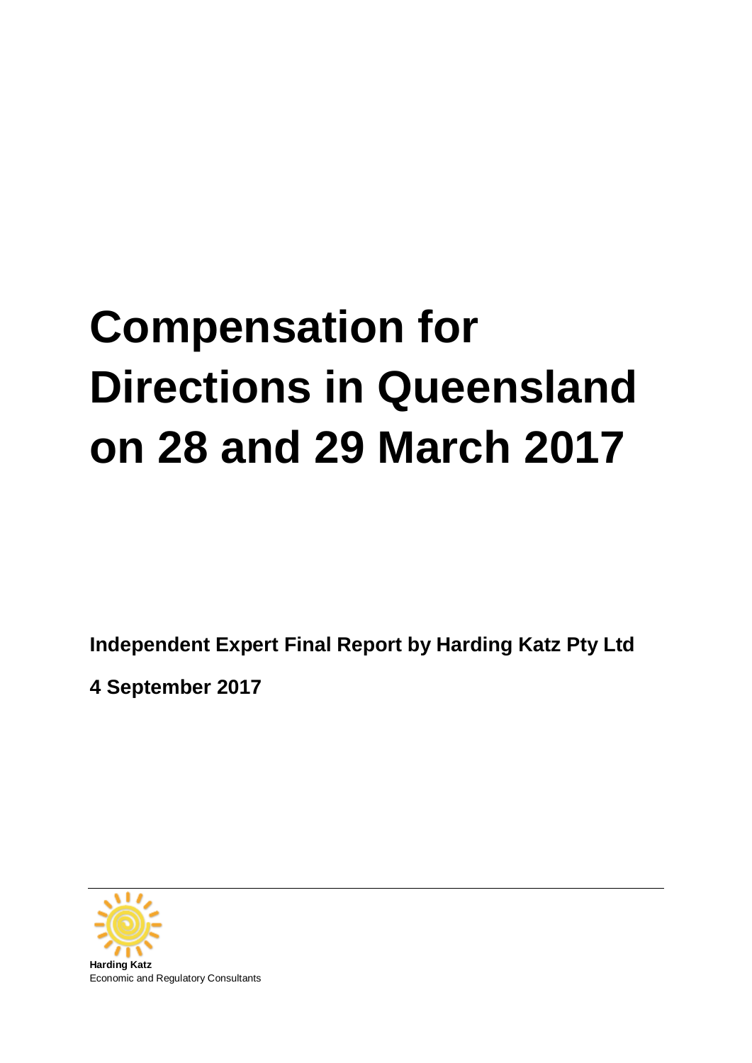# Compensation for Directions in Queensland on 28 and 29 March 2017

**Independent Expert Final Report by Harding Katz Pty Ltd**

**4 September 2017**

**Harding Katz**
Economic and Regulatory Consultants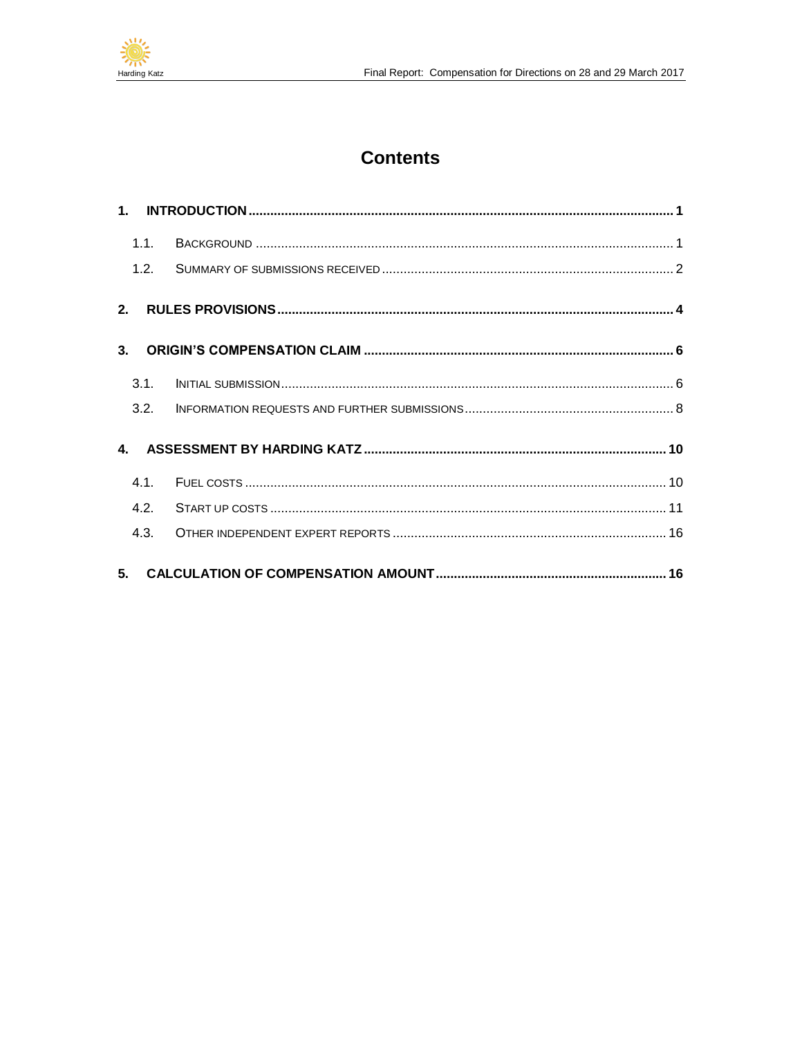# Contents

1. INTRODUCTION ..... 1
   - 1.1. BACKGROUND ..... 1
   - 1.2. SUMMARY OF SUBMISSIONS RECEIVED ..... 2
2. RULES PROVISIONS ..... 4
3. ORIGIN'S COMPENSATION CLAIM ..... 6
   - 3.1. INITIAL SUBMISSION ..... 6
   - 3.2. INFORMATION REQUESTS AND FURTHER SUBMISSIONS ..... 8
4. ASSESSMENT BY HARDING KATZ ..... 10
   - 4.1. FUEL COSTS ..... 10
   - 4.2. START UP COSTS ..... 11
   - 4.3. OTHER INDEPENDENT EXPERT REPORTS ..... 16
5. CALCULATION OF COMPENSATION AMOUNT ..... 16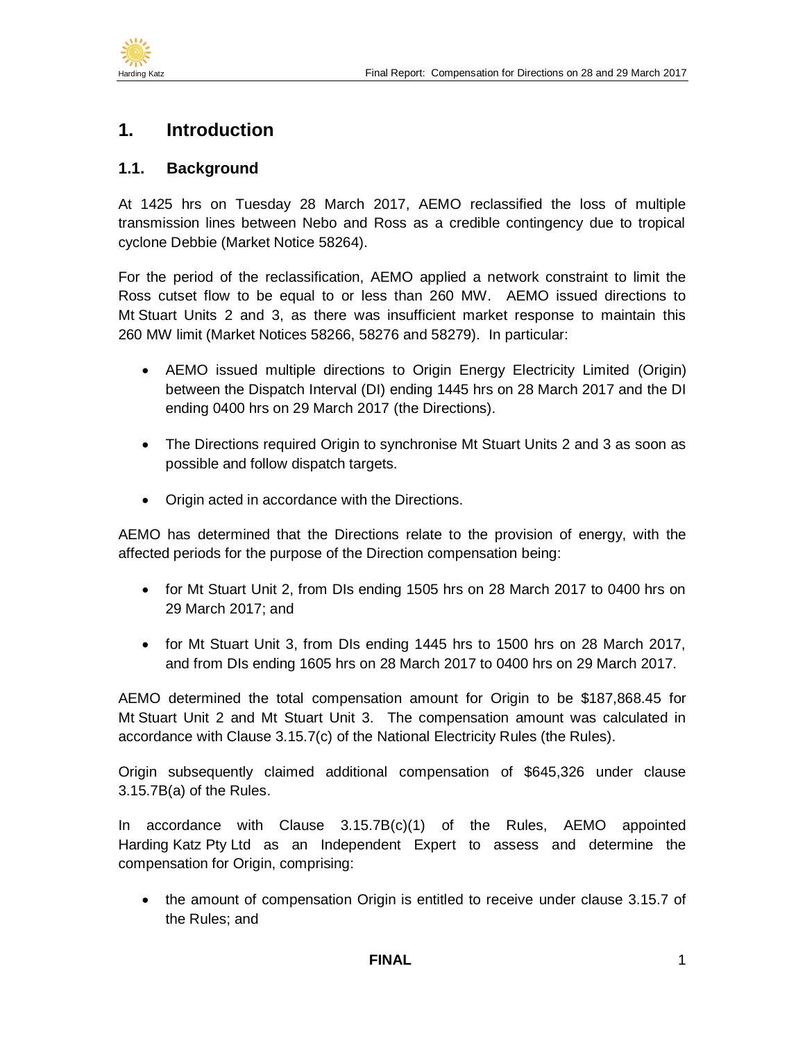# 1. Introduction

## 1.1. Background

At 1425 hrs on Tuesday 28 March 2017, AEMO reclassified the loss of multiple transmission lines between Nebo and Ross as a credible contingency due to tropical cyclone Debbie (Market Notice 58264).

For the period of the reclassification, AEMO applied a network constraint to limit the Ross cutset flow to be equal to or less than 260 MW. AEMO issued directions to Mt Stuart Units 2 and 3, as there was insufficient market response to maintain this 260 MW limit (Market Notices 58266, 58276 and 58279). In particular:

- AEMO issued multiple directions to Origin Energy Electricity Limited (Origin) between the Dispatch Interval (DI) ending 1445 hrs on 28 March 2017 and the DI ending 0400 hrs on 29 March 2017 (the Directions).
- The Directions required Origin to synchronise Mt Stuart Units 2 and 3 as soon as possible and follow dispatch targets.
- Origin acted in accordance with the Directions.

AEMO has determined that the Directions relate to the provision of energy, with the affected periods for the purpose of the Direction compensation being:

- for Mt Stuart Unit 2, from DIs ending 1505 hrs on 28 March 2017 to 0400 hrs on 29 March 2017; and
- for Mt Stuart Unit 3, from DIs ending 1445 hrs to 1500 hrs on 28 March 2017, and from DIs ending 1605 hrs on 28 March 2017 to 0400 hrs on 29 March 2017.

AEMO determined the total compensation amount for Origin to be $187,868.45 for Mt Stuart Unit 2 and Mt Stuart Unit 3. The compensation amount was calculated in accordance with Clause 3.15.7(c) of the National Electricity Rules (the Rules).

Origin subsequently claimed additional compensation of $645,326 under clause 3.15.7B(a) of the Rules.

In accordance with Clause 3.15.7B(c)(1) of the Rules, AEMO appointed Harding Katz Pty Ltd as an Independent Expert to assess and determine the compensation for Origin, comprising:

- the amount of compensation Origin is entitled to receive under clause 3.15.7 of the Rules; and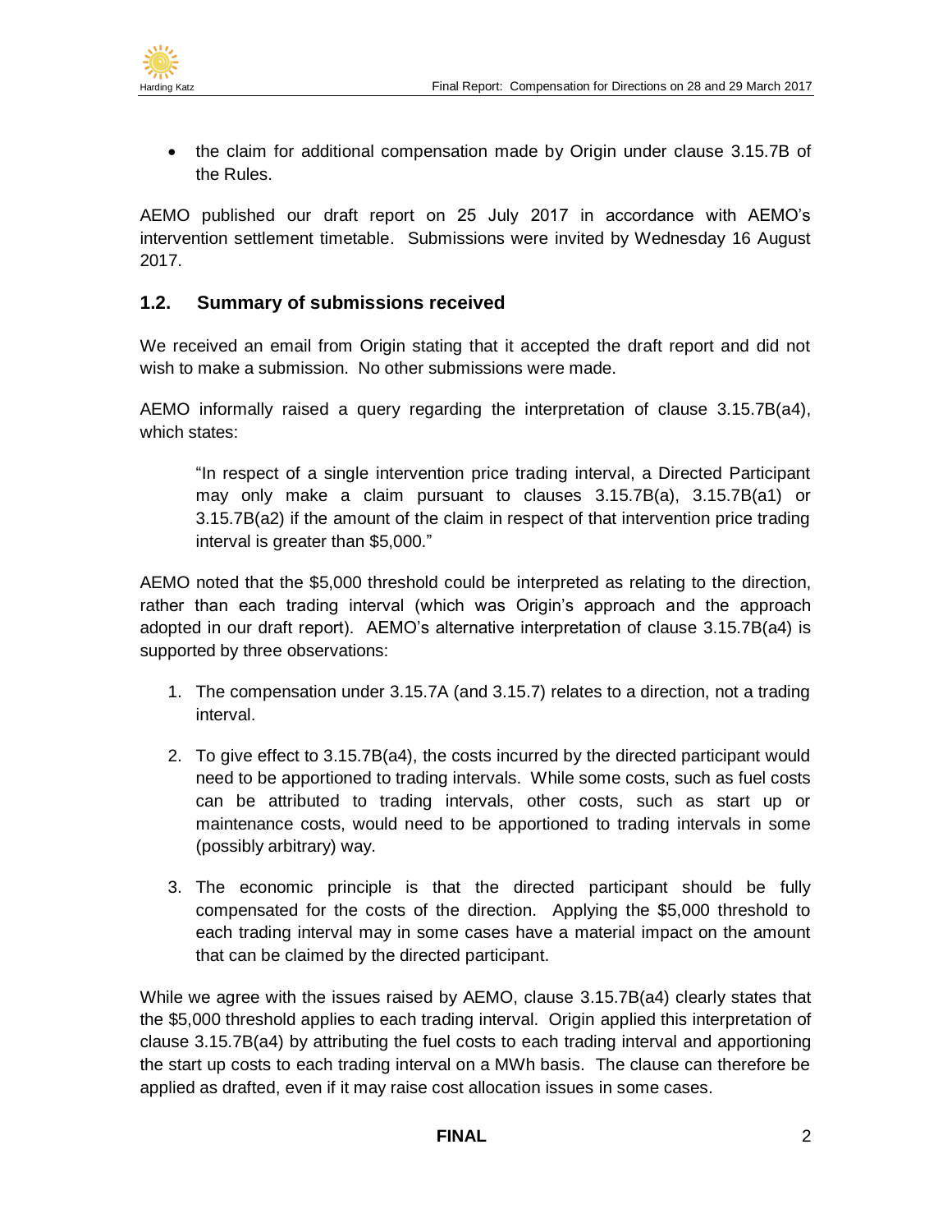- the claim for additional compensation made by Origin under clause 3.15.7B of the Rules.

AEMO published our draft report on 25 July 2017 in accordance with AEMO's intervention settlement timetable. Submissions were invited by Wednesday 16 August 2017.

## 1.2. Summary of submissions received

We received an email from Origin stating that it accepted the draft report and did not wish to make a submission. No other submissions were made.

AEMO informally raised a query regarding the interpretation of clause 3.15.7B(a4), which states:

> "In respect of a single intervention price trading interval, a Directed Participant may only make a claim pursuant to clauses 3.15.7B(a), 3.15.7B(a1) or 3.15.7B(a2) if the amount of the claim in respect of that intervention price trading interval is greater than $5,000."

AEMO noted that the $5,000 threshold could be interpreted as relating to the direction, rather than each trading interval (which was Origin's approach and the approach adopted in our draft report). AEMO's alternative interpretation of clause 3.15.7B(a4) is supported by three observations:

1. The compensation under 3.15.7A (and 3.15.7) relates to a direction, not a trading interval.
2. To give effect to 3.15.7B(a4), the costs incurred by the directed participant would need to be apportioned to trading intervals. While some costs, such as fuel costs can be attributed to trading intervals, other costs, such as start up or maintenance costs, would need to be apportioned to trading intervals in some (possibly arbitrary) way.
3. The economic principle is that the directed participant should be fully compensated for the costs of the direction. Applying the $5,000 threshold to each trading interval may in some cases have a material impact on the amount that can be claimed by the directed participant.

While we agree with the issues raised by AEMO, clause 3.15.7B(a4) clearly states that the $5,000 threshold applies to each trading interval. Origin applied this interpretation of clause 3.15.7B(a4) by attributing the fuel costs to each trading interval and apportioning the start up costs to each trading interval on a MWh basis. The clause can therefore be applied as drafted, even if it may raise cost allocation issues in some cases.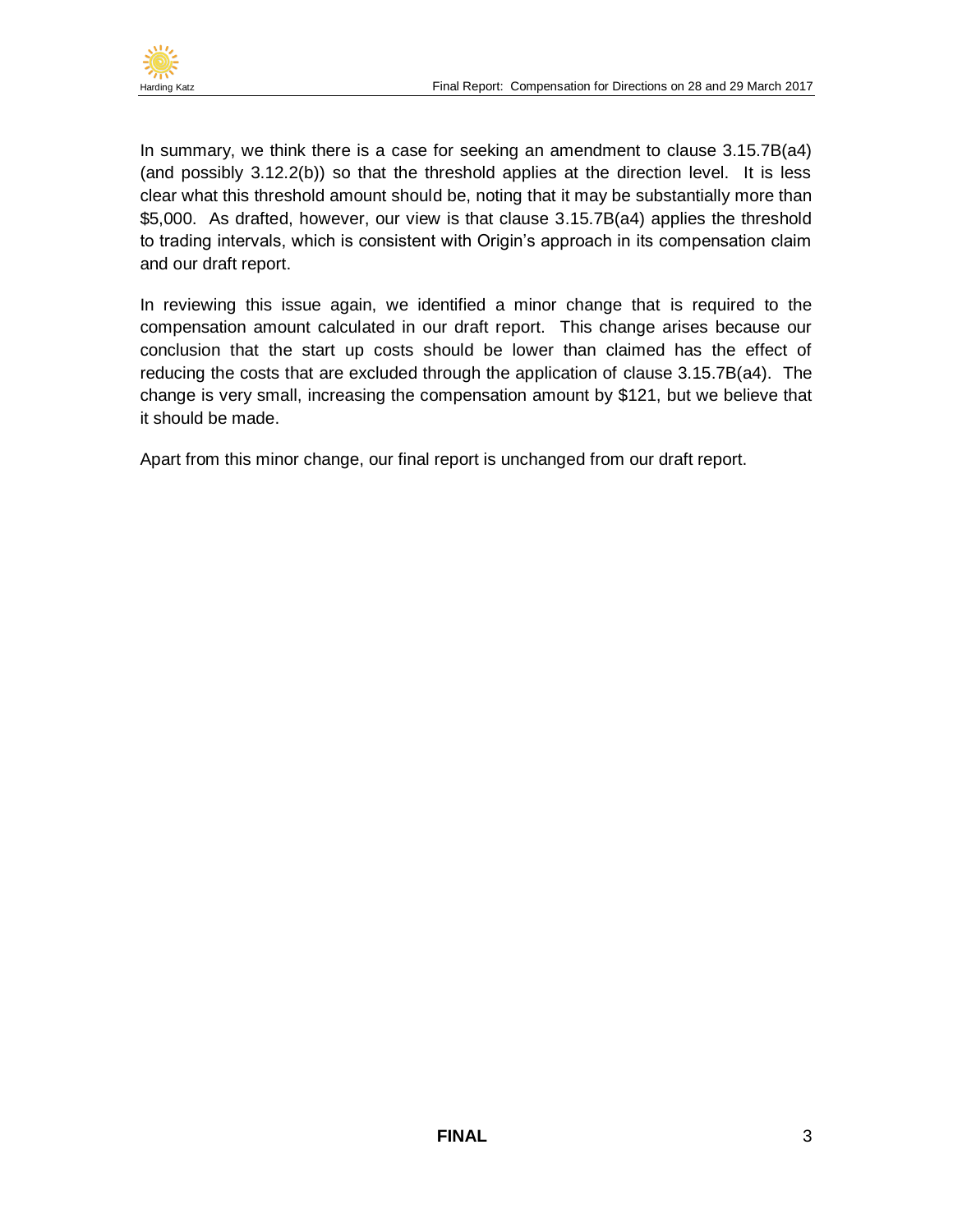In summary, we think there is a case for seeking an amendment to clause 3.15.7B(a4) (and possibly 3.12.2(b)) so that the threshold applies at the direction level. It is less clear what this threshold amount should be, noting that it may be substantially more than $5,000. As drafted, however, our view is that clause 3.15.7B(a4) applies the threshold to trading intervals, which is consistent with Origin's approach in its compensation claim and our draft report.

In reviewing this issue again, we identified a minor change that is required to the compensation amount calculated in our draft report. This change arises because our conclusion that the start up costs should be lower than claimed has the effect of reducing the costs that are excluded through the application of clause 3.15.7B(a4). The change is very small, increasing the compensation amount by $121, but we believe that it should be made.

Apart from this minor change, our final report is unchanged from our draft report.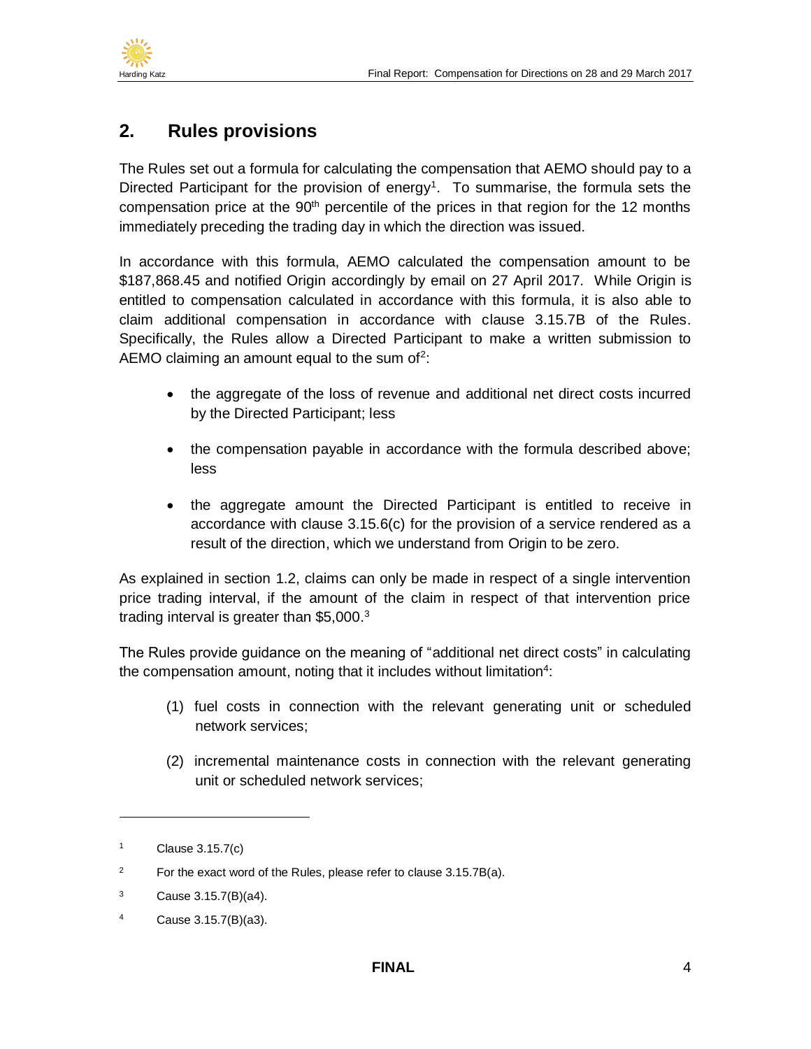## 2. Rules provisions

The Rules set out a formula for calculating the compensation that AEMO should pay to a Directed Participant for the provision of energy[1]. To summarise, the formula sets the compensation price at the 90th percentile of the prices in that region for the 12 months immediately preceding the trading day in which the direction was issued.

In accordance with this formula, AEMO calculated the compensation amount to be $187,868.45 and notified Origin accordingly by email on 27 April 2017. While Origin is entitled to compensation calculated in accordance with this formula, it is also able to claim additional compensation in accordance with clause 3.15.7B of the Rules. Specifically, the Rules allow a Directed Participant to make a written submission to AEMO claiming an amount equal to the sum of[2]:

- the aggregate of the loss of revenue and additional net direct costs incurred by the Directed Participant; less
- the compensation payable in accordance with the formula described above; less
- the aggregate amount the Directed Participant is entitled to receive in accordance with clause 3.15.6(c) for the provision of a service rendered as a result of the direction, which we understand from Origin to be zero.

As explained in section 1.2, claims can only be made in respect of a single intervention price trading interval, if the amount of the claim in respect of that intervention price trading interval is greater than $5,000.[3]

The Rules provide guidance on the meaning of "additional net direct costs" in calculating the compensation amount, noting that it includes without limitation[4]:

(1) fuel costs in connection with the relevant generating unit or scheduled network services;

(2) incremental maintenance costs in connection with the relevant generating unit or scheduled network services;

---

[1] Clause 3.15.7(c)

[2] For the exact word of the Rules, please refer to clause 3.15.7B(a).

[3] Cause 3.15.7(B)(a4).

[4] Cause 3.15.7(B)(a3).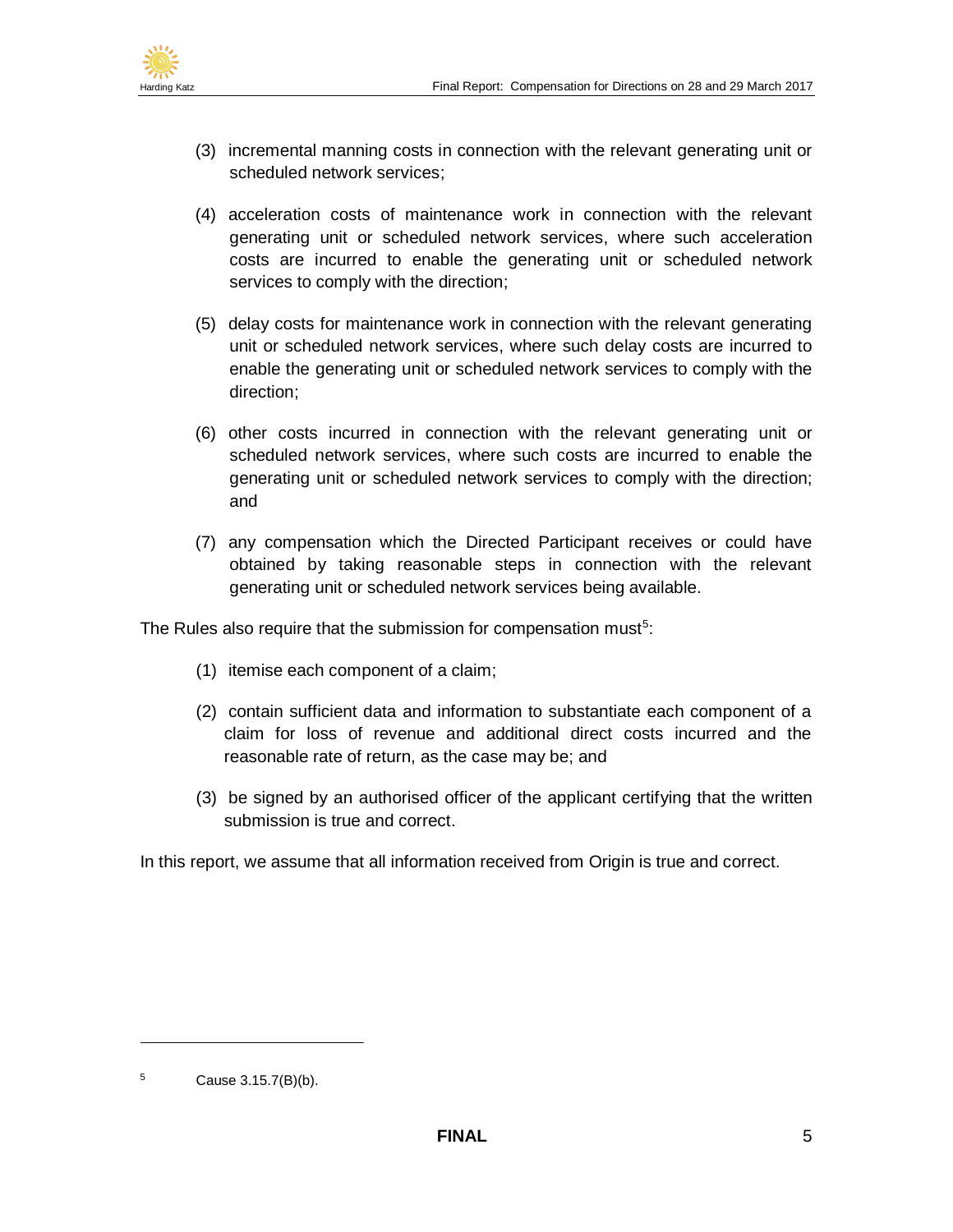(3) incremental manning costs in connection with the relevant generating unit or scheduled network services;

(4) acceleration costs of maintenance work in connection with the relevant generating unit or scheduled network services, where such acceleration costs are incurred to enable the generating unit or scheduled network services to comply with the direction;

(5) delay costs for maintenance work in connection with the relevant generating unit or scheduled network services, where such delay costs are incurred to enable the generating unit or scheduled network services to comply with the direction;

(6) other costs incurred in connection with the relevant generating unit or scheduled network services, where such costs are incurred to enable the generating unit or scheduled network services to comply with the direction; and

(7) any compensation which the Directed Participant receives or could have obtained by taking reasonable steps in connection with the relevant generating unit or scheduled network services being available.

The Rules also require that the submission for compensation must[5]:

(1) itemise each component of a claim;

(2) contain sufficient data and information to substantiate each component of a claim for loss of revenue and additional direct costs incurred and the reasonable rate of return, as the case may be; and

(3) be signed by an authorised officer of the applicant certifying that the written submission is true and correct.

In this report, we assume that all information received from Origin is true and correct.

---

[5] Cause 3.15.7(B)(b).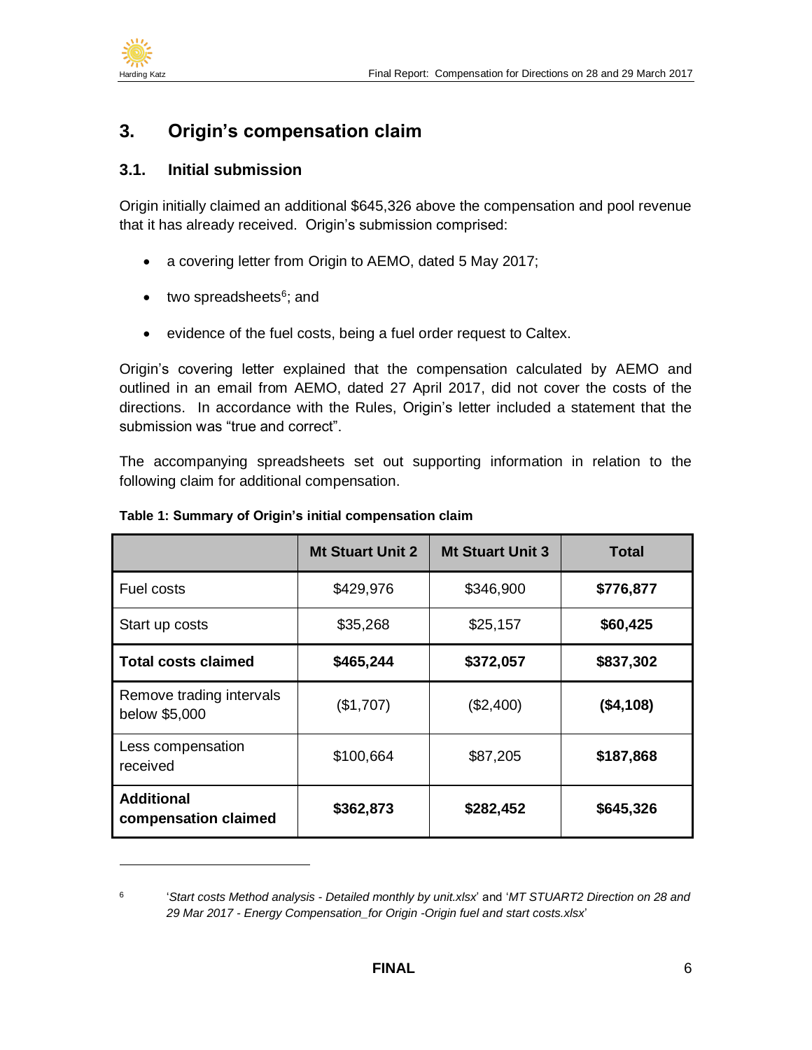## 3. Origin's compensation claim

### 3.1. Initial submission

Origin initially claimed an additional $645,326 above the compensation and pool revenue that it has already received. Origin's submission comprised:

- a covering letter from Origin to AEMO, dated 5 May 2017;
- two spreadsheets[6]; and
- evidence of the fuel costs, being a fuel order request to Caltex.

Origin's covering letter explained that the compensation calculated by AEMO and outlined in an email from AEMO, dated 27 April 2017, did not cover the costs of the directions. In accordance with the Rules, Origin's letter included a statement that the submission was "true and correct".

The accompanying spreadsheets set out supporting information in relation to the following claim for additional compensation.

**Table 1: Summary of Origin's initial compensation claim**

| | Mt Stuart Unit 2 | Mt Stuart Unit 3 | Total |
|---|---|---|---|
| Fuel costs | $429,976 | $346,900 | **$776,877** |
| Start up costs | $35,268 | $25,157 | **$60,425** |
| **Total costs claimed** | **$465,244** | **$372,057** | **$837,302** |
| Remove trading intervals below $5,000 | ($1,707) | ($2,400) | **($4,108)** |
| Less compensation received | $100,664 | $87,205 | **$187,868** |
| **Additional compensation claimed** | **$362,873** | **$282,452** | **$645,326** |

[6] '*Start costs Method analysis - Detailed monthly by unit.xlsx*' and '*MT STUART2 Direction on 28 and 29 Mar 2017 - Energy Compensation_for Origin -Origin fuel and start costs.xlsx*'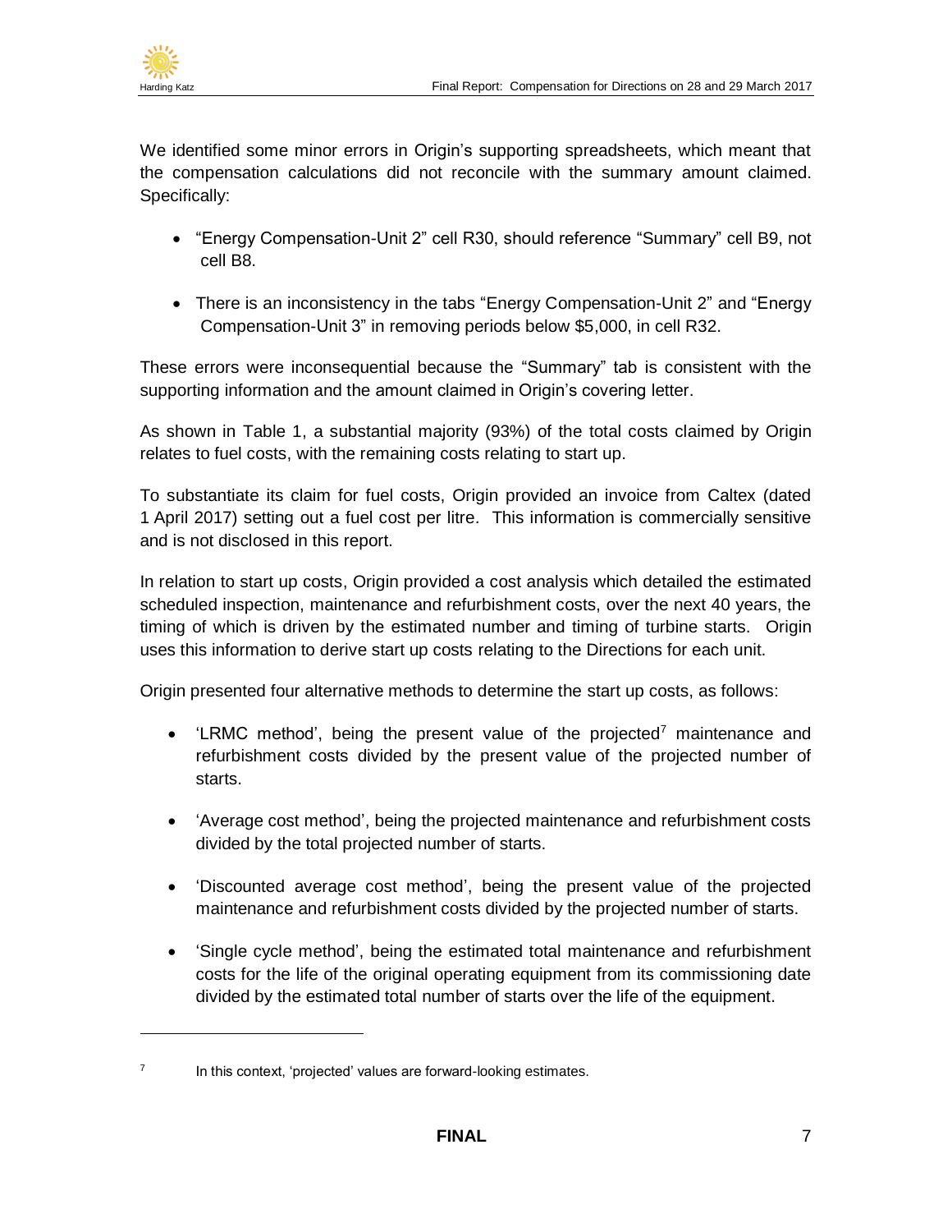We identified some minor errors in Origin's supporting spreadsheets, which meant that the compensation calculations did not reconcile with the summary amount claimed. Specifically:

- "Energy Compensation-Unit 2" cell R30, should reference "Summary" cell B9, not cell B8.
- There is an inconsistency in the tabs "Energy Compensation-Unit 2" and "Energy Compensation-Unit 3" in removing periods below $5,000, in cell R32.

These errors were inconsequential because the "Summary" tab is consistent with the supporting information and the amount claimed in Origin's covering letter.

As shown in Table 1, a substantial majority (93%) of the total costs claimed by Origin relates to fuel costs, with the remaining costs relating to start up.

To substantiate its claim for fuel costs, Origin provided an invoice from Caltex (dated 1 April 2017) setting out a fuel cost per litre. This information is commercially sensitive and is not disclosed in this report.

In relation to start up costs, Origin provided a cost analysis which detailed the estimated scheduled inspection, maintenance and refurbishment costs, over the next 40 years, the timing of which is driven by the estimated number and timing of turbine starts. Origin uses this information to derive start up costs relating to the Directions for each unit.

Origin presented four alternative methods to determine the start up costs, as follows:

- 'LRMC method', being the present value of the projected[7] maintenance and refurbishment costs divided by the present value of the projected number of starts.
- 'Average cost method', being the projected maintenance and refurbishment costs divided by the total projected number of starts.
- 'Discounted average cost method', being the present value of the projected maintenance and refurbishment costs divided by the projected number of starts.
- 'Single cycle method', being the estimated total maintenance and refurbishment costs for the life of the original operating equipment from its commissioning date divided by the estimated total number of starts over the life of the equipment.

[7] In this context, 'projected' values are forward-looking estimates.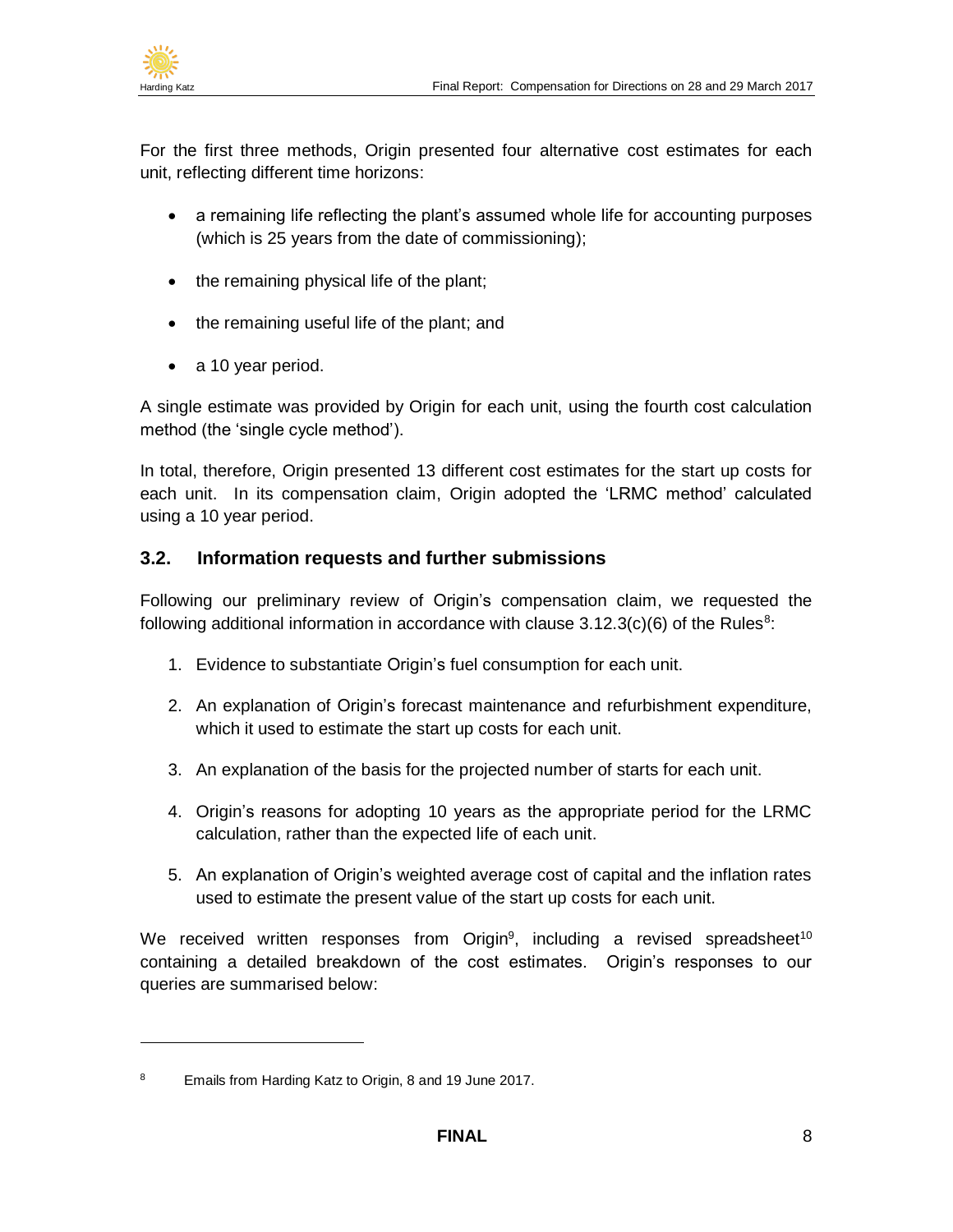For the first three methods, Origin presented four alternative cost estimates for each unit, reflecting different time horizons:

- a remaining life reflecting the plant's assumed whole life for accounting purposes (which is 25 years from the date of commissioning);
- the remaining physical life of the plant;
- the remaining useful life of the plant; and
- a 10 year period.

A single estimate was provided by Origin for each unit, using the fourth cost calculation method (the 'single cycle method').

In total, therefore, Origin presented 13 different cost estimates for the start up costs for each unit. In its compensation claim, Origin adopted the 'LRMC method' calculated using a 10 year period.

### 3.2. Information requests and further submissions

Following our preliminary review of Origin's compensation claim, we requested the following additional information in accordance with clause 3.12.3(c)(6) of the Rules[8]:

1. Evidence to substantiate Origin's fuel consumption for each unit.
2. An explanation of Origin's forecast maintenance and refurbishment expenditure, which it used to estimate the start up costs for each unit.
3. An explanation of the basis for the projected number of starts for each unit.
4. Origin's reasons for adopting 10 years as the appropriate period for the LRMC calculation, rather than the expected life of each unit.
5. An explanation of Origin's weighted average cost of capital and the inflation rates used to estimate the present value of the start up costs for each unit.

We received written responses from Origin[9], including a revised spreadsheet[10] containing a detailed breakdown of the cost estimates. Origin's responses to our queries are summarised below:

---

[8] Emails from Harding Katz to Origin, 8 and 19 June 2017.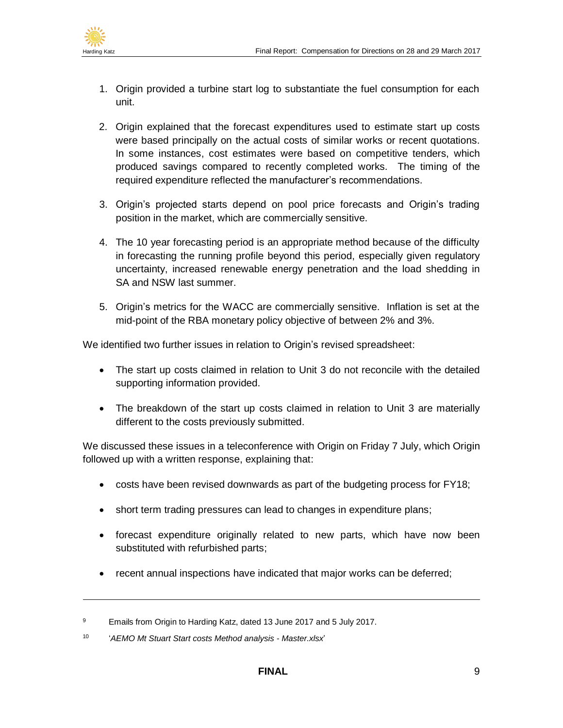1. Origin provided a turbine start log to substantiate the fuel consumption for each unit.

2. Origin explained that the forecast expenditures used to estimate start up costs were based principally on the actual costs of similar works or recent quotations. In some instances, cost estimates were based on competitive tenders, which produced savings compared to recently completed works. The timing of the required expenditure reflected the manufacturer's recommendations.

3. Origin's projected starts depend on pool price forecasts and Origin's trading position in the market, which are commercially sensitive.

4. The 10 year forecasting period is an appropriate method because of the difficulty in forecasting the running profile beyond this period, especially given regulatory uncertainty, increased renewable energy penetration and the load shedding in SA and NSW last summer.

5. Origin's metrics for the WACC are commercially sensitive. Inflation is set at the mid-point of the RBA monetary policy objective of between 2% and 3%.

We identified two further issues in relation to Origin's revised spreadsheet:

- The start up costs claimed in relation to Unit 3 do not reconcile with the detailed supporting information provided.
- The breakdown of the start up costs claimed in relation to Unit 3 are materially different to the costs previously submitted.

We discussed these issues in a teleconference with Origin on Friday 7 July, which Origin followed up with a written response, explaining that:

- costs have been revised downwards as part of the budgeting process for FY18;
- short term trading pressures can lead to changes in expenditure plans;
- forecast expenditure originally related to new parts, which have now been substituted with refurbished parts;
- recent annual inspections have indicated that major works can be deferred;

---

[9] Emails from Origin to Harding Katz, dated 13 June 2017 and 5 July 2017.

[10] '*AEMO Mt Stuart Start costs Method analysis - Master.xlsx*'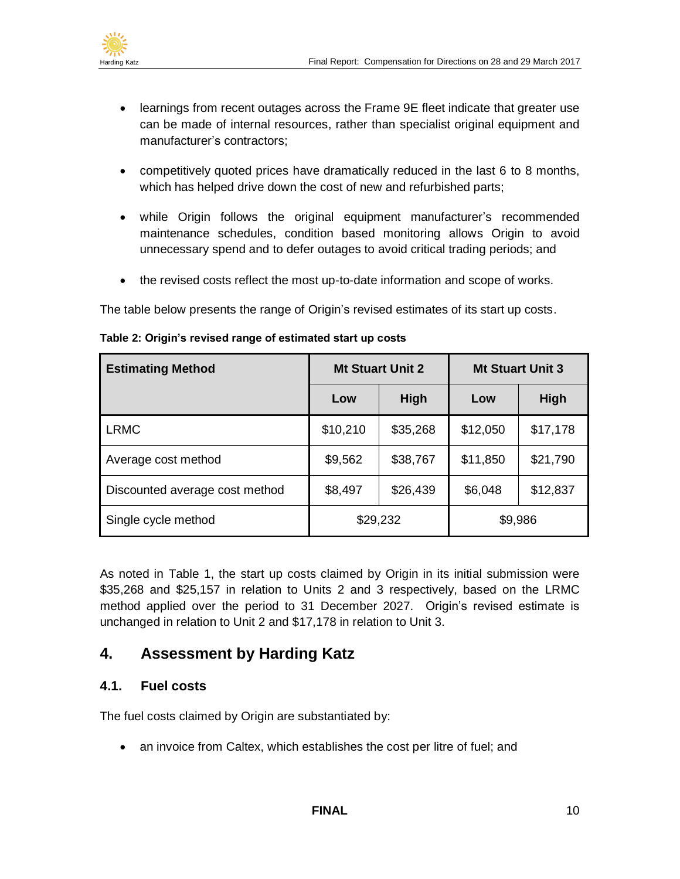- learnings from recent outages across the Frame 9E fleet indicate that greater use can be made of internal resources, rather than specialist original equipment and manufacturer's contractors;
- competitively quoted prices have dramatically reduced in the last 6 to 8 months, which has helped drive down the cost of new and refurbished parts;
- while Origin follows the original equipment manufacturer's recommended maintenance schedules, condition based monitoring allows Origin to avoid unnecessary spend and to defer outages to avoid critical trading periods; and
- the revised costs reflect the most up-to-date information and scope of works.

The table below presents the range of Origin's revised estimates of its start up costs.

**Table 2: Origin's revised range of estimated start up costs**

| Estimating Method | Mt Stuart Unit 2 | | Mt Stuart Unit 3 | |
|---|---|---|---|---|
| | Low | High | Low | High |
| LRMC | $10,210 | $35,268 | $12,050 | $17,178 |
| Average cost method | $9,562 | $38,767 | $11,850 | $21,790 |
| Discounted average cost method | $8,497 | $26,439 | $6,048 | $12,837 |
| Single cycle method | $29,232 | | $9,986 | |

As noted in Table 1, the start up costs claimed by Origin in its initial submission were $35,268 and $25,157 in relation to Units 2 and 3 respectively, based on the LRMC method applied over the period to 31 December 2027. Origin's revised estimate is unchanged in relation to Unit 2 and $17,178 in relation to Unit 3.

## 4. Assessment by Harding Katz

### 4.1. Fuel costs

The fuel costs claimed by Origin are substantiated by:

- an invoice from Caltex, which establishes the cost per litre of fuel; and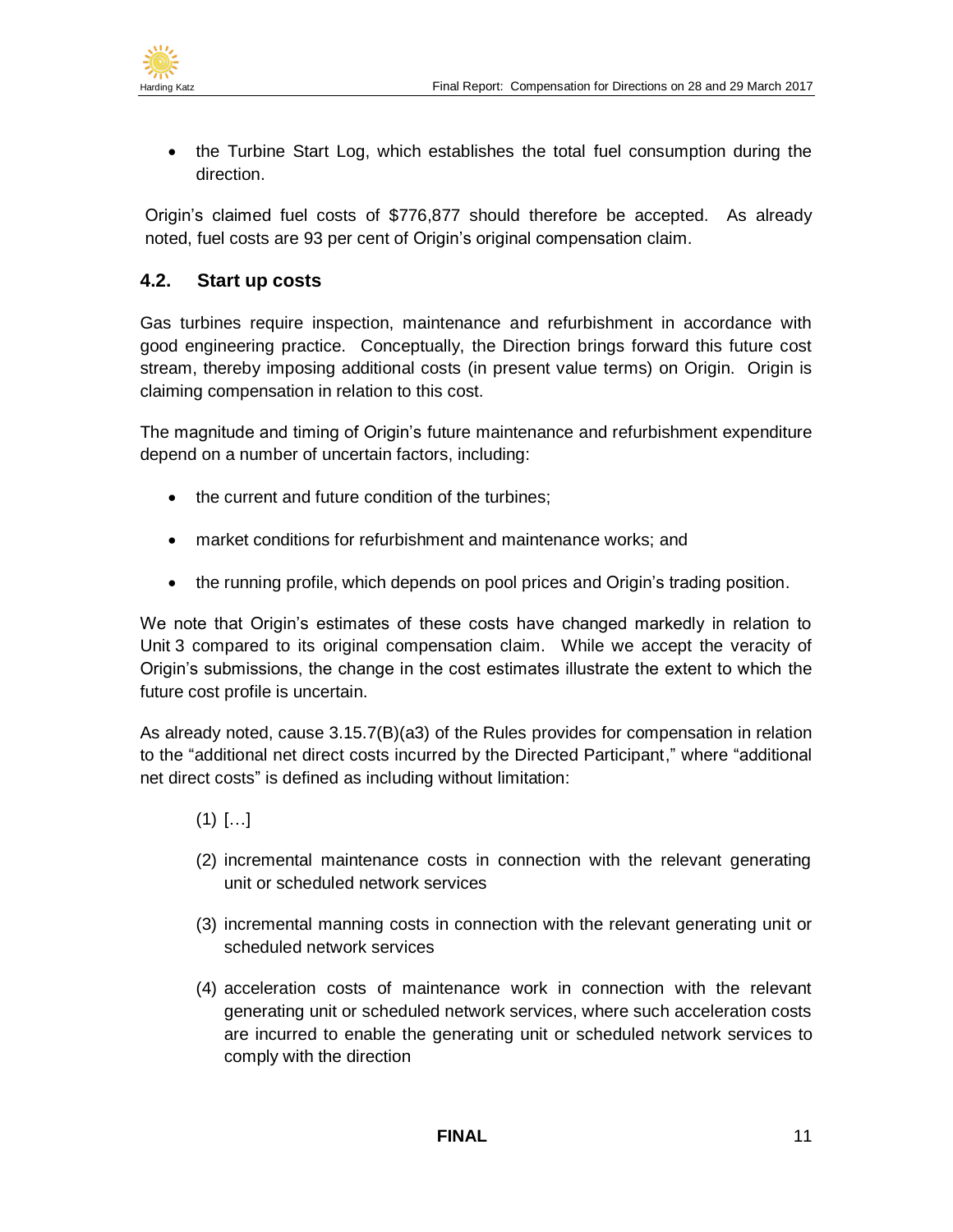- the Turbine Start Log, which establishes the total fuel consumption during the direction.

Origin's claimed fuel costs of $776,877 should therefore be accepted. As already noted, fuel costs are 93 per cent of Origin's original compensation claim.

## 4.2. Start up costs

Gas turbines require inspection, maintenance and refurbishment in accordance with good engineering practice. Conceptually, the Direction brings forward this future cost stream, thereby imposing additional costs (in present value terms) on Origin. Origin is claiming compensation in relation to this cost.

The magnitude and timing of Origin's future maintenance and refurbishment expenditure depend on a number of uncertain factors, including:

- the current and future condition of the turbines;
- market conditions for refurbishment and maintenance works; and
- the running profile, which depends on pool prices and Origin's trading position.

We note that Origin's estimates of these costs have changed markedly in relation to Unit 3 compared to its original compensation claim. While we accept the veracity of Origin's submissions, the change in the cost estimates illustrate the extent to which the future cost profile is uncertain.

As already noted, cause 3.15.7(B)(a3) of the Rules provides for compensation in relation to the "additional net direct costs incurred by the Directed Participant," where "additional net direct costs" is defined as including without limitation:

(1) […]

(2) incremental maintenance costs in connection with the relevant generating unit or scheduled network services

(3) incremental manning costs in connection with the relevant generating unit or scheduled network services

(4) acceleration costs of maintenance work in connection with the relevant generating unit or scheduled network services, where such acceleration costs are incurred to enable the generating unit or scheduled network services to comply with the direction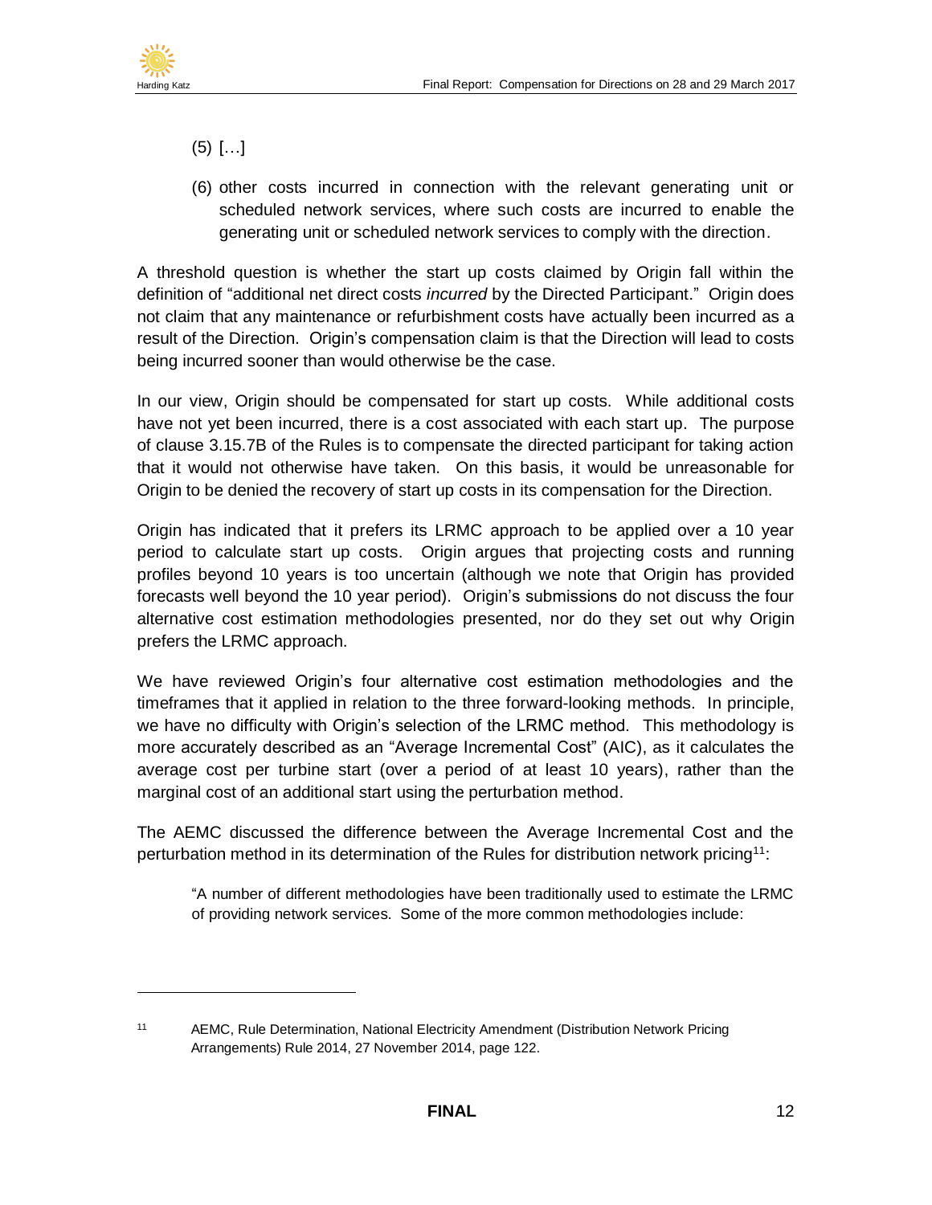(5) […]

(6) other costs incurred in connection with the relevant generating unit or scheduled network services, where such costs are incurred to enable the generating unit or scheduled network services to comply with the direction.

A threshold question is whether the start up costs claimed by Origin fall within the definition of "additional net direct costs *incurred* by the Directed Participant." Origin does not claim that any maintenance or refurbishment costs have actually been incurred as a result of the Direction. Origin's compensation claim is that the Direction will lead to costs being incurred sooner than would otherwise be the case.

In our view, Origin should be compensated for start up costs. While additional costs have not yet been incurred, there is a cost associated with each start up. The purpose of clause 3.15.7B of the Rules is to compensate the directed participant for taking action that it would not otherwise have taken. On this basis, it would be unreasonable for Origin to be denied the recovery of start up costs in its compensation for the Direction.

Origin has indicated that it prefers its LRMC approach to be applied over a 10 year period to calculate start up costs. Origin argues that projecting costs and running profiles beyond 10 years is too uncertain (although we note that Origin has provided forecasts well beyond the 10 year period). Origin's submissions do not discuss the four alternative cost estimation methodologies presented, nor do they set out why Origin prefers the LRMC approach.

We have reviewed Origin's four alternative cost estimation methodologies and the timeframes that it applied in relation to the three forward-looking methods. In principle, we have no difficulty with Origin's selection of the LRMC method. This methodology is more accurately described as an "Average Incremental Cost" (AIC), as it calculates the average cost per turbine start (over a period of at least 10 years), rather than the marginal cost of an additional start using the perturbation method.

The AEMC discussed the difference between the Average Incremental Cost and the perturbation method in its determination of the Rules for distribution network pricing[11]:

> "A number of different methodologies have been traditionally used to estimate the LRMC of providing network services. Some of the more common methodologies include:

[11] AEMC, Rule Determination, National Electricity Amendment (Distribution Network Pricing Arrangements) Rule 2014, 27 November 2014, page 122.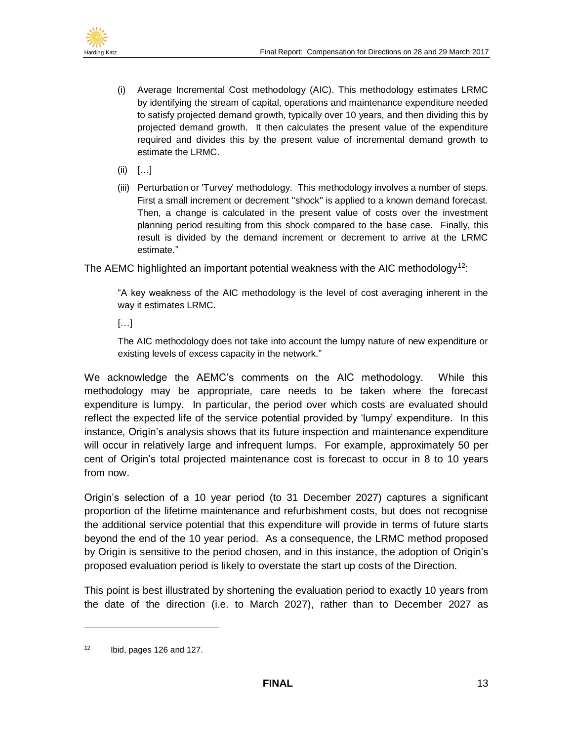(i) Average Incremental Cost methodology (AIC). This methodology estimates LRMC by identifying the stream of capital, operations and maintenance expenditure needed to satisfy projected demand growth, typically over 10 years, and then dividing this by projected demand growth. It then calculates the present value of the expenditure required and divides this by the present value of incremental demand growth to estimate the LRMC.

(ii) […]

(iii) Perturbation or 'Turvey' methodology. This methodology involves a number of steps. First a small increment or decrement "shock" is applied to a known demand forecast. Then, a change is calculated in the present value of costs over the investment planning period resulting from this shock compared to the base case. Finally, this result is divided by the demand increment or decrement to arrive at the LRMC estimate."

The AEMC highlighted an important potential weakness with the AIC methodology[12]:

> "A key weakness of the AIC methodology is the level of cost averaging inherent in the way it estimates LRMC.
>
> […]
>
> The AIC methodology does not take into account the lumpy nature of new expenditure or existing levels of excess capacity in the network."

We acknowledge the AEMC's comments on the AIC methodology. While this methodology may be appropriate, care needs to be taken where the forecast expenditure is lumpy. In particular, the period over which costs are evaluated should reflect the expected life of the service potential provided by 'lumpy' expenditure. In this instance, Origin's analysis shows that its future inspection and maintenance expenditure will occur in relatively large and infrequent lumps. For example, approximately 50 per cent of Origin's total projected maintenance cost is forecast to occur in 8 to 10 years from now.

Origin's selection of a 10 year period (to 31 December 2027) captures a significant proportion of the lifetime maintenance and refurbishment costs, but does not recognise the additional service potential that this expenditure will provide in terms of future starts beyond the end of the 10 year period. As a consequence, the LRMC method proposed by Origin is sensitive to the period chosen, and in this instance, the adoption of Origin's proposed evaluation period is likely to overstate the start up costs of the Direction.

This point is best illustrated by shortening the evaluation period to exactly 10 years from the date of the direction (i.e. to March 2027), rather than to December 2027 as

---

[12] Ibid, pages 126 and 127.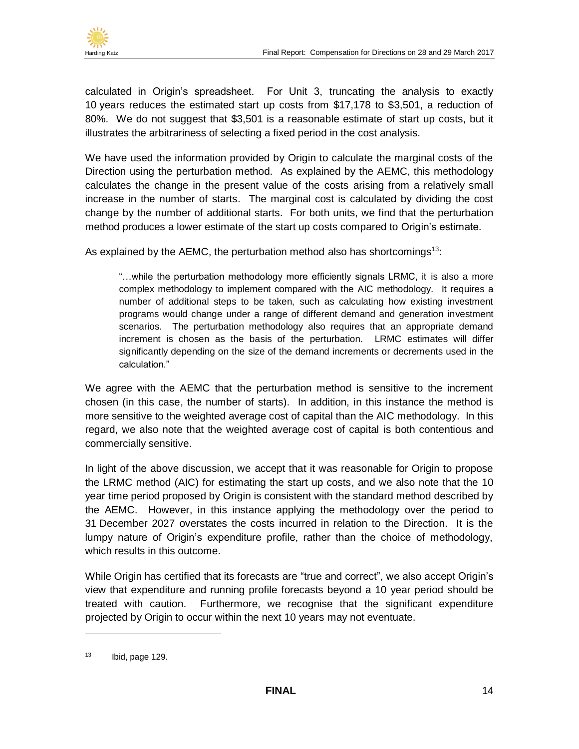calculated in Origin's spreadsheet. For Unit 3, truncating the analysis to exactly 10 years reduces the estimated start up costs from $17,178 to $3,501, a reduction of 80%. We do not suggest that $3,501 is a reasonable estimate of start up costs, but it illustrates the arbitrariness of selecting a fixed period in the cost analysis.

We have used the information provided by Origin to calculate the marginal costs of the Direction using the perturbation method. As explained by the AEMC, this methodology calculates the change in the present value of the costs arising from a relatively small increase in the number of starts. The marginal cost is calculated by dividing the cost change by the number of additional starts. For both units, we find that the perturbation method produces a lower estimate of the start up costs compared to Origin's estimate.

As explained by the AEMC, the perturbation method also has shortcomings[13]:

> "…while the perturbation methodology more efficiently signals LRMC, it is also a more complex methodology to implement compared with the AIC methodology. It requires a number of additional steps to be taken, such as calculating how existing investment programs would change under a range of different demand and generation investment scenarios. The perturbation methodology also requires that an appropriate demand increment is chosen as the basis of the perturbation. LRMC estimates will differ significantly depending on the size of the demand increments or decrements used in the calculation."

We agree with the AEMC that the perturbation method is sensitive to the increment chosen (in this case, the number of starts). In addition, in this instance the method is more sensitive to the weighted average cost of capital than the AIC methodology. In this regard, we also note that the weighted average cost of capital is both contentious and commercially sensitive.

In light of the above discussion, we accept that it was reasonable for Origin to propose the LRMC method (AIC) for estimating the start up costs, and we also note that the 10 year time period proposed by Origin is consistent with the standard method described by the AEMC. However, in this instance applying the methodology over the period to 31 December 2027 overstates the costs incurred in relation to the Direction. It is the lumpy nature of Origin's expenditure profile, rather than the choice of methodology, which results in this outcome.

While Origin has certified that its forecasts are "true and correct", we also accept Origin's view that expenditure and running profile forecasts beyond a 10 year period should be treated with caution. Furthermore, we recognise that the significant expenditure projected by Origin to occur within the next 10 years may not eventuate.

---

[13] Ibid, page 129.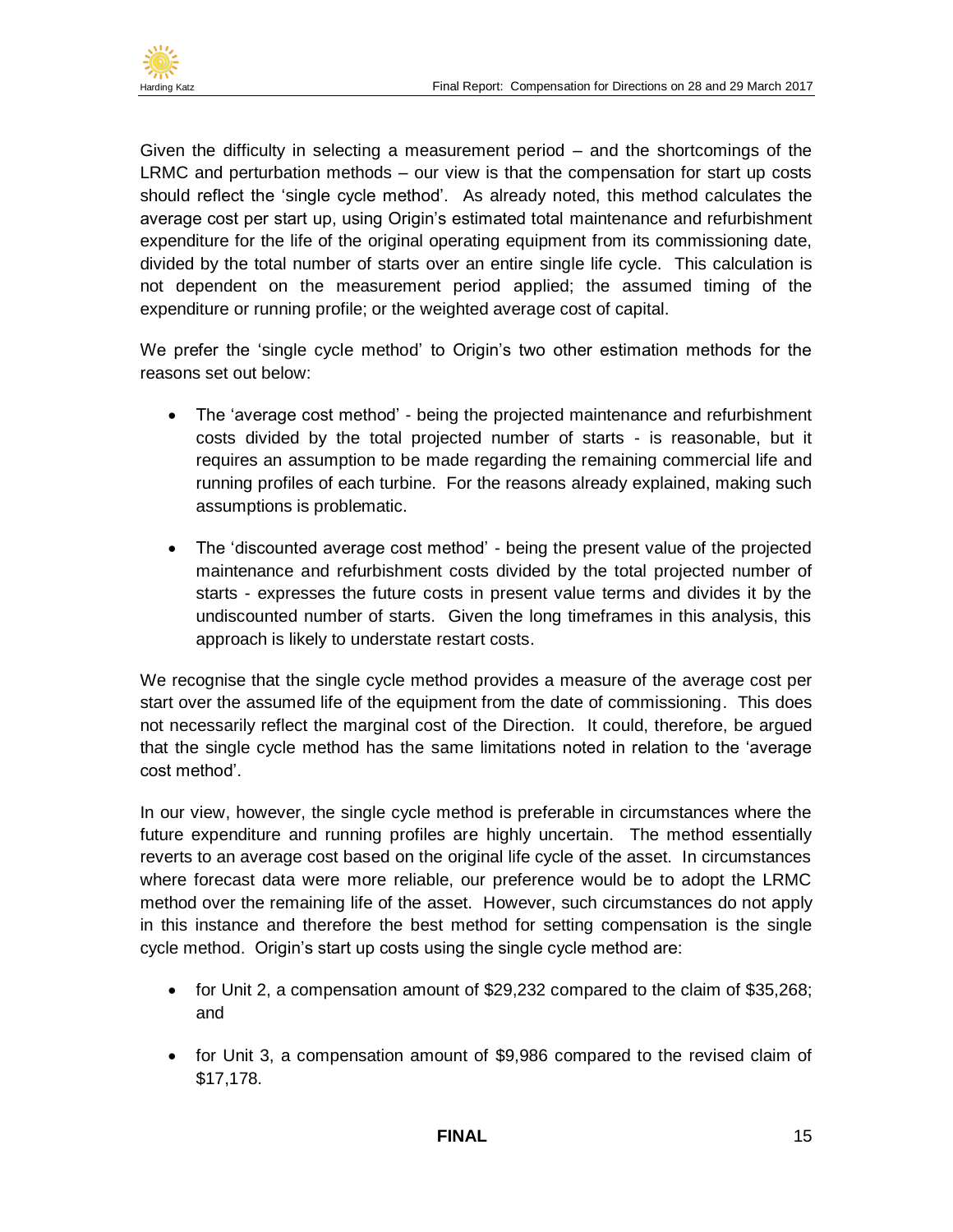Given the difficulty in selecting a measurement period – and the shortcomings of the LRMC and perturbation methods – our view is that the compensation for start up costs should reflect the 'single cycle method'. As already noted, this method calculates the average cost per start up, using Origin's estimated total maintenance and refurbishment expenditure for the life of the original operating equipment from its commissioning date, divided by the total number of starts over an entire single life cycle. This calculation is not dependent on the measurement period applied; the assumed timing of the expenditure or running profile; or the weighted average cost of capital.

We prefer the 'single cycle method' to Origin's two other estimation methods for the reasons set out below:

- The 'average cost method' - being the projected maintenance and refurbishment costs divided by the total projected number of starts - is reasonable, but it requires an assumption to be made regarding the remaining commercial life and running profiles of each turbine. For the reasons already explained, making such assumptions is problematic.

- The 'discounted average cost method' - being the present value of the projected maintenance and refurbishment costs divided by the total projected number of starts - expresses the future costs in present value terms and divides it by the undiscounted number of starts. Given the long timeframes in this analysis, this approach is likely to understate restart costs.

We recognise that the single cycle method provides a measure of the average cost per start over the assumed life of the equipment from the date of commissioning. This does not necessarily reflect the marginal cost of the Direction. It could, therefore, be argued that the single cycle method has the same limitations noted in relation to the 'average cost method'.

In our view, however, the single cycle method is preferable in circumstances where the future expenditure and running profiles are highly uncertain. The method essentially reverts to an average cost based on the original life cycle of the asset. In circumstances where forecast data were more reliable, our preference would be to adopt the LRMC method over the remaining life of the asset. However, such circumstances do not apply in this instance and therefore the best method for setting compensation is the single cycle method. Origin's start up costs using the single cycle method are:

- for Unit 2, a compensation amount of $29,232 compared to the claim of $35,268; and

- for Unit 3, a compensation amount of $9,986 compared to the revised claim of $17,178.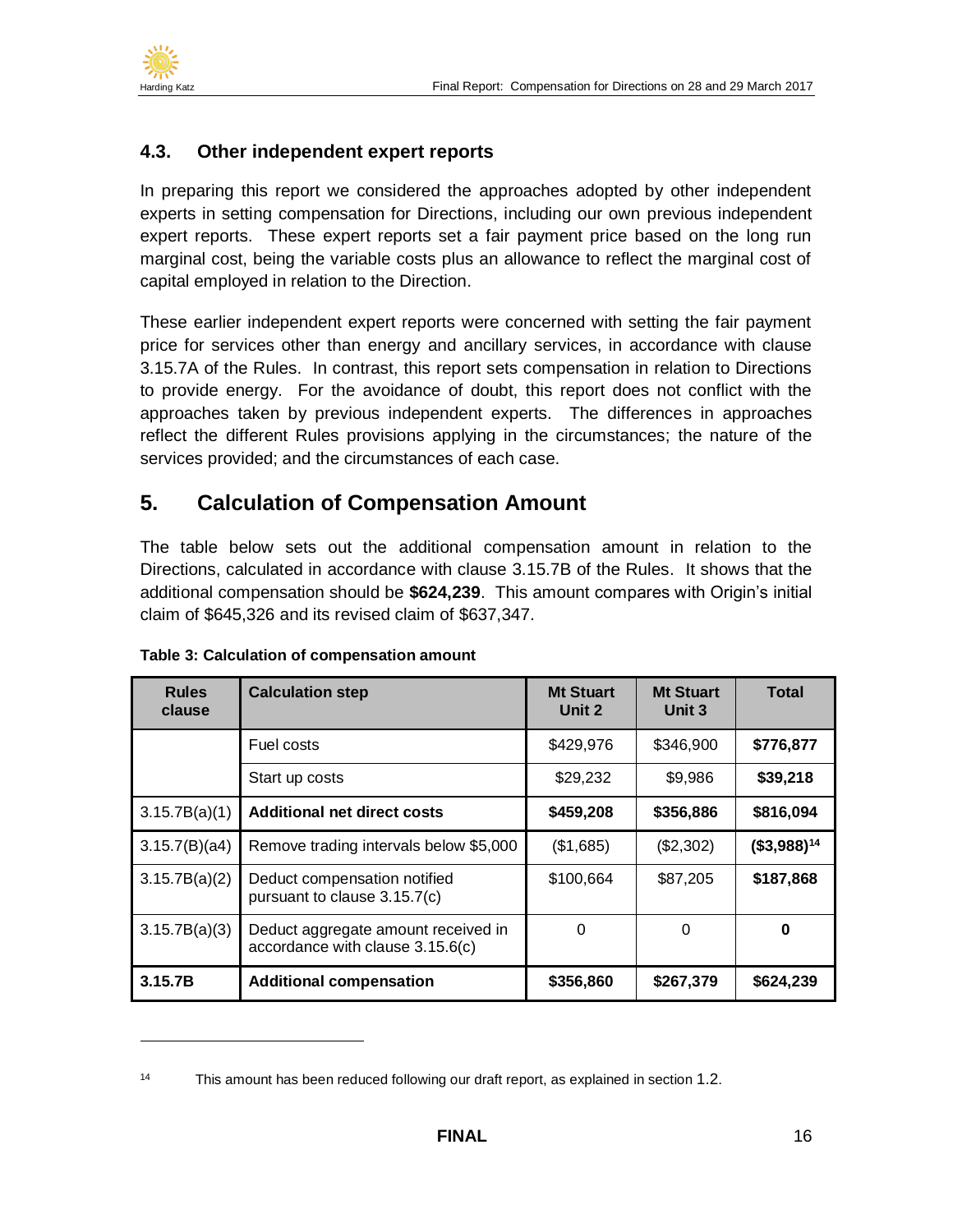### 4.3. Other independent expert reports

In preparing this report we considered the approaches adopted by other independent experts in setting compensation for Directions, including our own previous independent expert reports. These expert reports set a fair payment price based on the long run marginal cost, being the variable costs plus an allowance to reflect the marginal cost of capital employed in relation to the Direction.

These earlier independent expert reports were concerned with setting the fair payment price for services other than energy and ancillary services, in accordance with clause 3.15.7A of the Rules. In contrast, this report sets compensation in relation to Directions to provide energy. For the avoidance of doubt, this report does not conflict with the approaches taken by previous independent experts. The differences in approaches reflect the different Rules provisions applying in the circumstances; the nature of the services provided; and the circumstances of each case.

## 5. Calculation of Compensation Amount

The table below sets out the additional compensation amount in relation to the Directions, calculated in accordance with clause 3.15.7B of the Rules. It shows that the additional compensation should be **$624,239**. This amount compares with Origin's initial claim of $645,326 and its revised claim of $637,347.

**Table 3: Calculation of compensation amount**

| Rules clause | Calculation step | Mt Stuart Unit 2 | Mt Stuart Unit 3 | Total |
|---|---|---|---|---|
| | Fuel costs | $429,976 | $346,900 | **$776,877** |
| | Start up costs | $29,232 | $9,986 | **$39,218** |
| 3.15.7B(a)(1) | **Additional net direct costs** | **$459,208** | **$356,886** | **$816,094** |
| 3.15.7(B)(a4) | Remove trading intervals below $5,000 | ($1,685) | ($2,302) | **($3,988)**[14] |
| 3.15.7B(a)(2) | Deduct compensation notified pursuant to clause 3.15.7(c) | $100,664 | $87,205 | **$187,868** |
| 3.15.7B(a)(3) | Deduct aggregate amount received in accordance with clause 3.15.6(c) | 0 | 0 | **0** |
| **3.15.7B** | **Additional compensation** | **$356,860** | **$267,379** | **$624,239** |

[14] This amount has been reduced following our draft report, as explained in section 1.2.